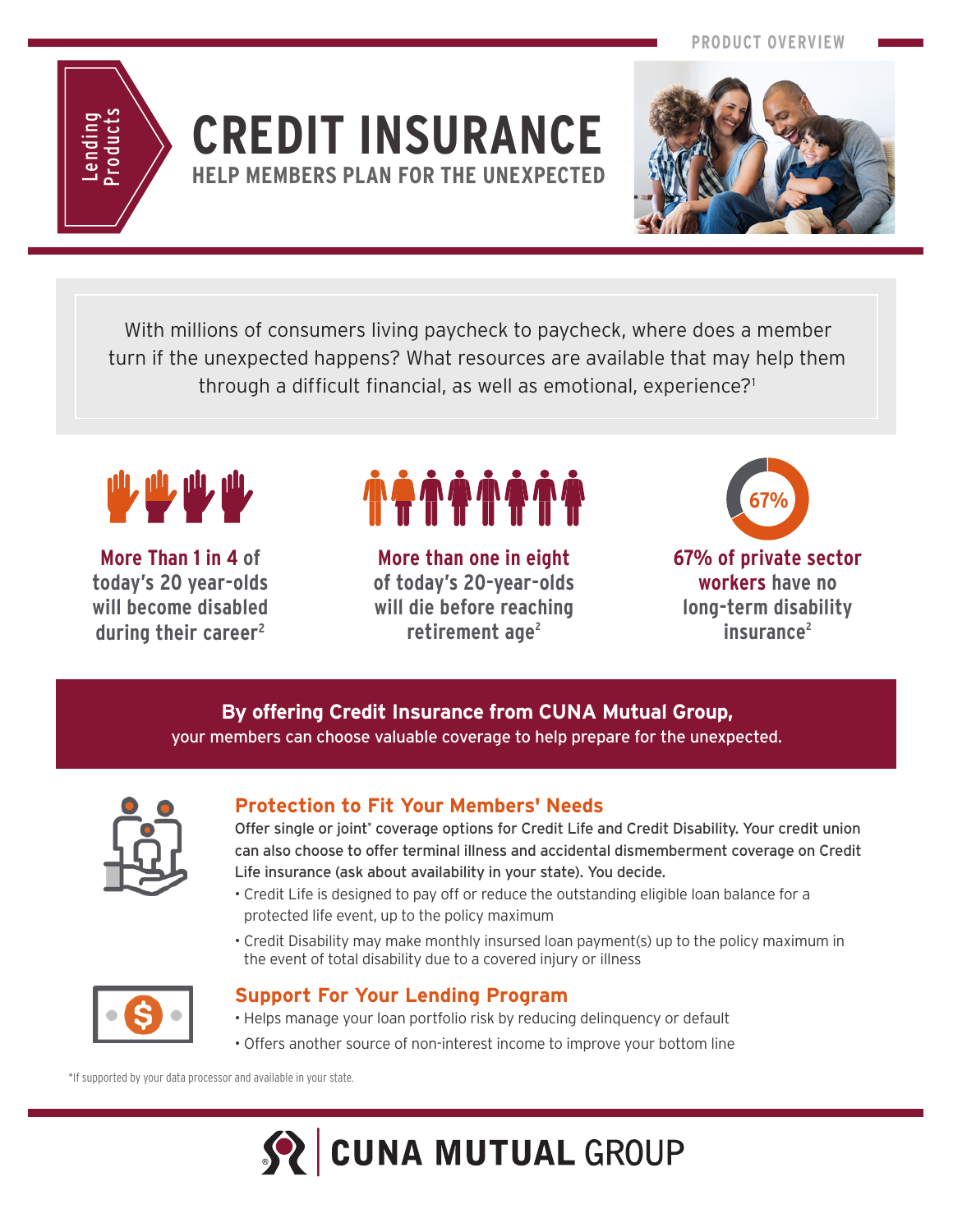PRODUCT OVERVIEW

Lending Products

# CREDIT INSURANCE

## HELP MEMBERS PLAN FOR THE UNEXPECTED

With millions of consumers living paycheck to paycheck, where does a member turn if the unexpected happens? What resources are available that may help them through a difficult financial, as well as emotional, experience?[1]

**More Than 1 in 4** of today's 20 year-olds will become disabled during their career[2]

**More than one in eight** of today's 20-year-olds will die before reaching retirement age[2]

67%

**67% of private sector workers** have no long-term disability insurance[2]

**By offering Credit Insurance from CUNA Mutual Group,**
your members can choose valuable coverage to help prepare for the unexpected.

### Protection to Fit Your Members' Needs

Offer single or joint* coverage options for Credit Life and Credit Disability. Your credit union can also choose to offer terminal illness and accidental dismemberment coverage on Credit Life insurance (ask about availability in your state). You decide.

- Credit Life is designed to pay off or reduce the outstanding eligible loan balance for a protected life event, up to the policy maximum
- Credit Disability may make monthly insursed loan payment(s) up to the policy maximum in the event of total disability due to a covered injury or illness

### Support For Your Lending Program

- Helps manage your loan portfolio risk by reducing delinquency or default
- Offers another source of non-interest income to improve your bottom line

*If supported by your data processor and available in your state.

CUNA MUTUAL GROUP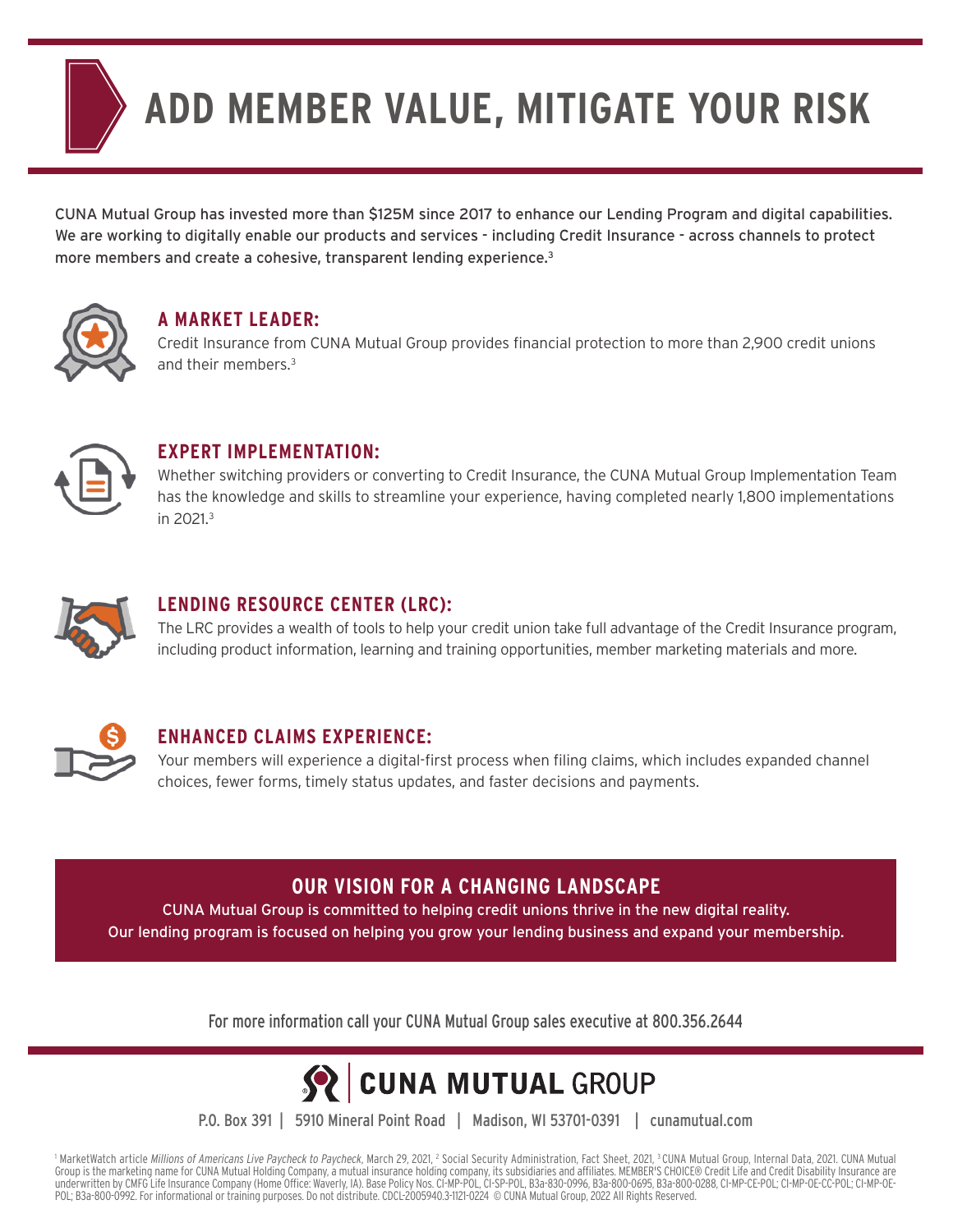# ADD MEMBER VALUE, MITIGATE YOUR RISK

CUNA Mutual Group has invested more than $125M since 2017 to enhance our Lending Program and digital capabilities. We are working to digitally enable our products and services - including Credit Insurance - across channels to protect more members and create a cohesive, transparent lending experience.[3]

### A MARKET LEADER:

Credit Insurance from CUNA Mutual Group provides financial protection to more than 2,900 credit unions and their members.[3]

### EXPERT IMPLEMENTATION:

Whether switching providers or converting to Credit Insurance, the CUNA Mutual Group Implementation Team has the knowledge and skills to streamline your experience, having completed nearly 1,800 implementations in 2021.[3]

### LENDING RESOURCE CENTER (LRC):

The LRC provides a wealth of tools to help your credit union take full advantage of the Credit Insurance program, including product information, learning and training opportunities, member marketing materials and more.

### ENHANCED CLAIMS EXPERIENCE:

Your members will experience a digital-first process when filing claims, which includes expanded channel choices, fewer forms, timely status updates, and faster decisions and payments.

## OUR VISION FOR A CHANGING LANDSCAPE

CUNA Mutual Group is committed to helping credit unions thrive in the new digital reality.
Our lending program is focused on helping you grow your lending business and expand your membership.

For more information call your CUNA Mutual Group sales executive at 800.356.2644

**CUNA MUTUAL GROUP**

P.O. Box 391 | 5910 Mineral Point Road | Madison, WI 53701-0391 | cunamutual.com

[1] MarketWatch article *Millions of Americans Live Paycheck to Paycheck*, March 29, 2021, [2] Social Security Administration, Fact Sheet, 2021, [3] CUNA Mutual Group, Internal Data, 2021. CUNA Mutual Group is the marketing name for CUNA Mutual Holding Company, a mutual insurance holding company, its subsidiaries and affiliates. MEMBER'S CHOICE® Credit Life and Credit Disability Insurance are underwritten by CMFG Life Insurance Company (Home Office: Waverly, IA). Base Policy Nos. CI-MP-POL, CI-SP-POL, B3a-830-0996, B3a-800-0695, B3a-800-0288, CI-MP-CE-POL; CI-MP-OE-CC-POL; CI-MP-OE-POL; B3a-800-0992. For informational or training purposes. Do not distribute. CDCL-2005940.3-1121-0224 © CUNA Mutual Group, 2022 All Rights Reserved.